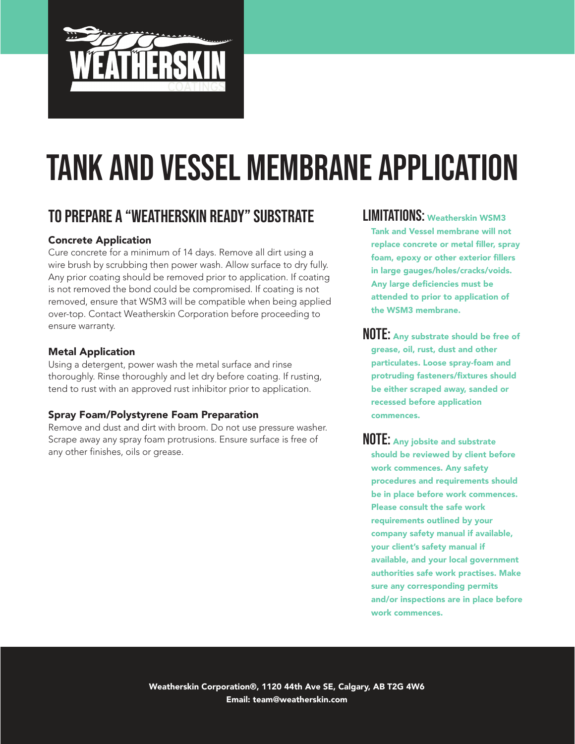# TANK AND VESSEL MEMBRANE APPLICATION

## TO PREPARE A "WEATHERSKIN READY" SUBSTRATE

### Concrete Application

Cure concrete for a minimum of 14 days. Remove all dirt using a wire brush by scrubbing then power wash. Allow surface to dry fully. Any prior coating should be removed prior to application. If coating is not removed the bond could be compromised. If coating is not removed, ensure that WSM3 will be compatible when being applied over-top. Contact Weatherskin Corporation before proceeding to ensure warranty.

### Metal Application

Using a detergent, power wash the metal surface and rinse thoroughly. Rinse thoroughly and let dry before coating. If rusting, tend to rust with an approved rust inhibitor prior to application.

### Spray Foam/Polystyrene Foam Preparation

Remove and dust and dirt with broom. Do not use pressure washer. Scrape away any spray foam protrusions. Ensure surface is free of any other finishes, oils or grease.

**LIMITATIONS:** **Weatherskin WSM3 Tank and Vessel membrane will not replace concrete or metal filler, spray foam, epoxy or other exterior fillers in large gauges/holes/cracks/voids. Any large deficiencies must be attended to prior to application of the WSM3 membrane.**

**NOTE:** **Any substrate should be free of grease, oil, rust, dust and other particulates. Loose spray-foam and protruding fasteners/fixtures should be either scraped away, sanded or recessed before application commences.**

**NOTE:** **Any jobsite and substrate should be reviewed by client before work commences. Any safety procedures and requirements should be in place before work commences. Please consult the safe work requirements outlined by your company safety manual if available, your client's safety manual if available, and your local government authorities safe work practises. Make sure any corresponding permits and/or inspections are in place before work commences.**

Weatherskin Corporation®, 1120 44th Ave SE, Calgary, AB T2G 4W6
Email: team@weatherskin.com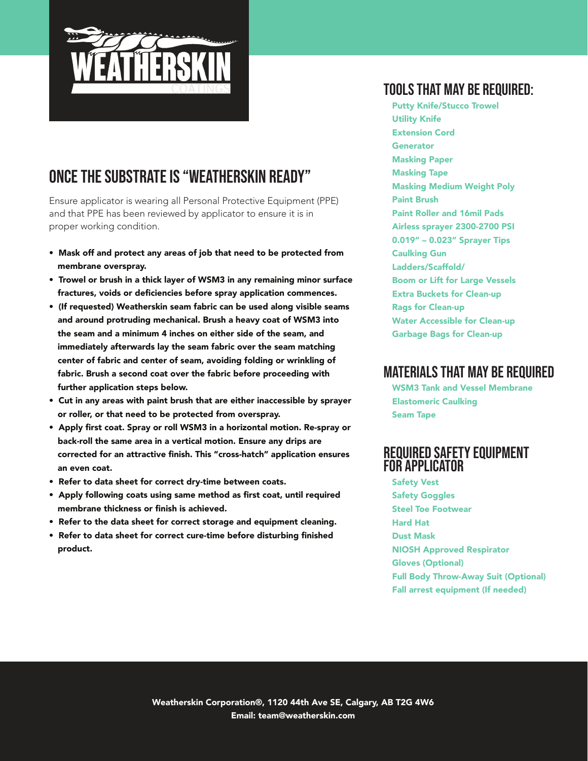WEATHERSKIN COATINGS

## ONCE THE SUBSTRATE IS "WEATHERSKIN READY"

Ensure applicator is wearing all Personal Protective Equipment (PPE) and that PPE has been reviewed by applicator to ensure it is in proper working condition.

- **Mask off and protect any areas of job that need to be protected from membrane overspray.**
- **Trowel or brush in a thick layer of WSM3 in any remaining minor surface fractures, voids or deficiencies before spray application commences.**
- **(If requested) Weatherskin seam fabric can be used along visible seams and around protruding mechanical. Brush a heavy coat of WSM3 into the seam and a minimum 4 inches on either side of the seam, and immediately afterwards lay the seam fabric over the seam matching center of fabric and center of seam, avoiding folding or wrinkling of fabric. Brush a second coat over the fabric before proceeding with further application steps below.**
- **Cut in any areas with paint brush that are either inaccessible by sprayer or roller, or that need to be protected from overspray.**
- **Apply first coat. Spray or roll WSM3 in a horizontal motion. Re-spray or back-roll the same area in a vertical motion. Ensure any drips are corrected for an attractive finish. This "cross-hatch" application ensures an even coat.**
- **Refer to data sheet for correct dry-time between coats.**
- **Apply following coats using same method as first coat, until required membrane thickness or finish is achieved.**
- **Refer to the data sheet for correct storage and equipment cleaning.**
- **Refer to data sheet for correct cure-time before disturbing finished product.**

## TOOLS THAT MAY BE REQUIRED:

- Putty Knife/Stucco Trowel
- Utility Knife
- Extension Cord
- Generator
- Masking Paper
- Masking Tape
- Masking Medium Weight Poly
- Paint Brush
- Paint Roller and 16mil Pads
- Airless sprayer 2300-2700 PSI
- 0.019" – 0.023" Sprayer Tips
- Caulking Gun
- Ladders/Scaffold/
- Boom or Lift for Large Vessels
- Extra Buckets for Clean-up
- Rags for Clean-up
- Water Accessible for Clean-up
- Garbage Bags for Clean-up

## MATERIALS THAT MAY BE REQUIRED

- WSM3 Tank and Vessel Membrane
- Elastomeric Caulking
- Seam Tape

## REQUIRED SAFETY EQUIPMENT FOR APPLICATOR

- Safety Vest
- Safety Goggles
- Steel Toe Footwear
- Hard Hat
- Dust Mask
- NIOSH Approved Respirator
- Gloves (Optional)
- Full Body Throw-Away Suit (Optional)
- Fall arrest equipment (If needed)

**Weatherskin Corporation®, 1120 44th Ave SE, Calgary, AB T2G 4W6**
**Email: team@weatherskin.com**